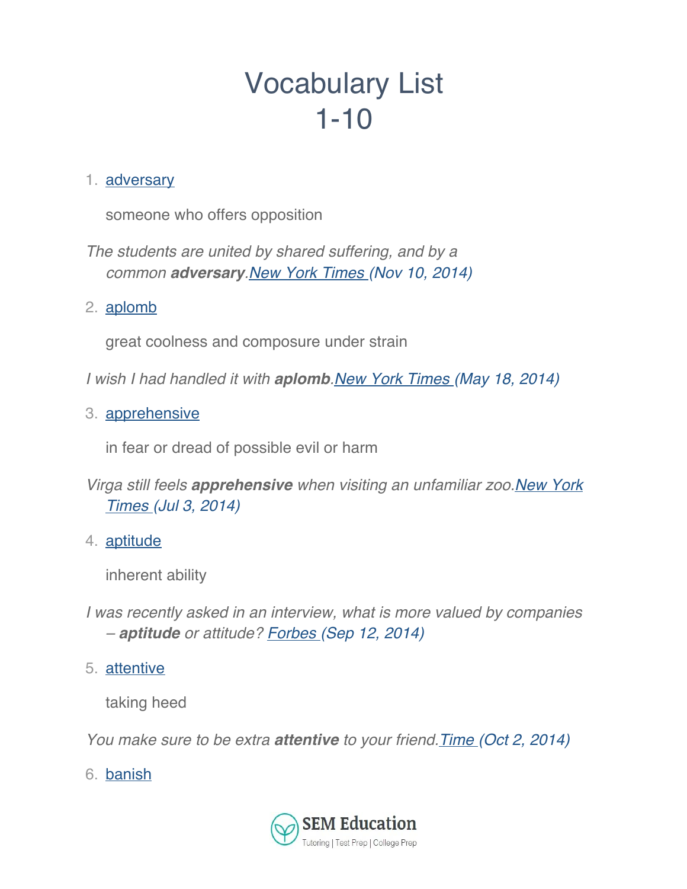# Vocabulary List
# 1-10

1. adversary

   someone who offers opposition

   *The students are united by shared suffering, and by a common **adversary**.New York Times (Nov 10, 2014)*

2. aplomb

   great coolness and composure under strain

   *I wish I had handled it with **aplomb**.New York Times (May 18, 2014)*

3. apprehensive

   in fear or dread of possible evil or harm

   *Virga still feels **apprehensive** when visiting an unfamiliar zoo.New York Times (Jul 3, 2014)*

4. aptitude

   inherent ability

   *I was recently asked in an interview, what is more valued by companies – **aptitude** or attitude? Forbes (Sep 12, 2014)*

5. attentive

   taking heed

   *You make sure to be extra **attentive** to your friend.Time (Oct 2, 2014)*

6. banish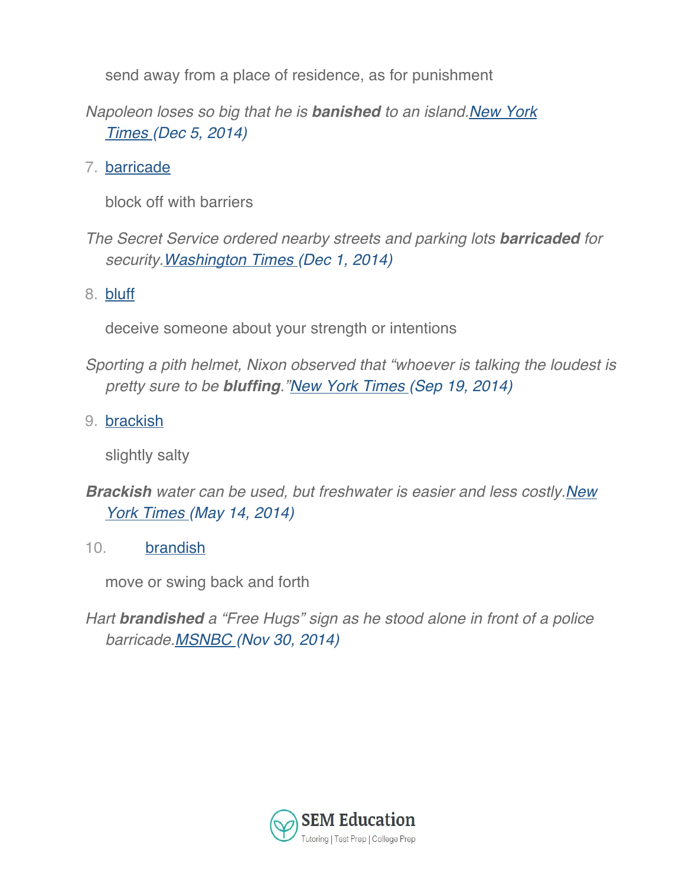send away from a place of residence, as for punishment

*Napoleon loses so big that he is **banished** to an island.[New York Times](#) (Dec 5, 2014)*

7. [barricade](#)

   block off with barriers

*The Secret Service ordered nearby streets and parking lots **barricaded** for security.[Washington Times](#) (Dec 1, 2014)*

8. [bluff](#)

   deceive someone about your strength or intentions

*Sporting a pith helmet, Nixon observed that "whoever is talking the loudest is pretty sure to be **bluffing**."[New York Times](#) (Sep 19, 2014)*

9. [brackish](#)

   slightly salty

***Brackish** water can be used, but freshwater is easier and less costly.[New York Times](#) (May 14, 2014)*

10. [brandish](#)

    move or swing back and forth

*Hart **brandished** a "Free Hugs" sign as he stood alone in front of a police barricade.[MSNBC](#) (Nov 30, 2014)*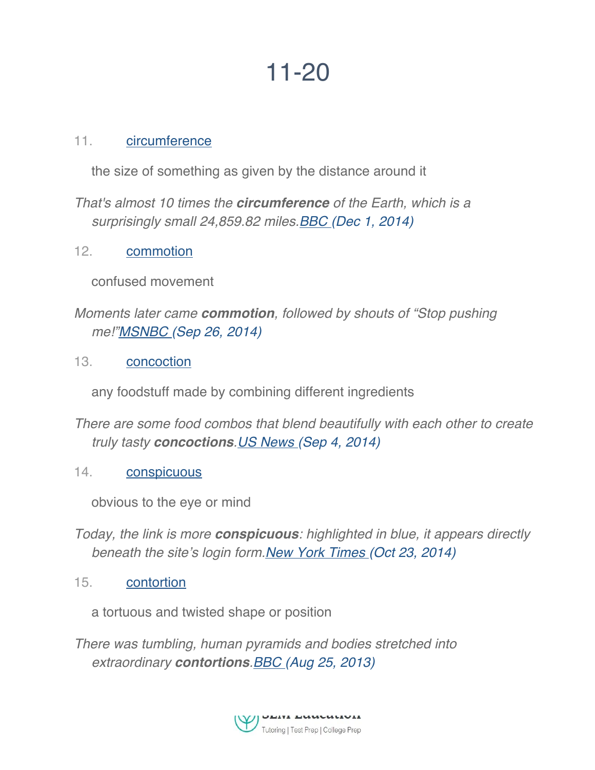# 11-20

11. circumference

the size of something as given by the distance around it

*That's almost 10 times the **circumference** of the Earth, which is a surprisingly small 24,859.82 miles.BBC (Dec 1, 2014)*

12. commotion

confused movement

*Moments later came **commotion**, followed by shouts of "Stop pushing me!"MSNBC (Sep 26, 2014)*

13. concoction

any foodstuff made by combining different ingredients

*There are some food combos that blend beautifully with each other to create truly tasty **concoctions**.US News (Sep 4, 2014)*

14. conspicuous

obvious to the eye or mind

*Today, the link is more **conspicuous**: highlighted in blue, it appears directly beneath the site's login form.New York Times (Oct 23, 2014)*

15. contortion

a tortuous and twisted shape or position

*There was tumbling, human pyramids and bodies stretched into extraordinary **contortions**.BBC (Aug 25, 2013)*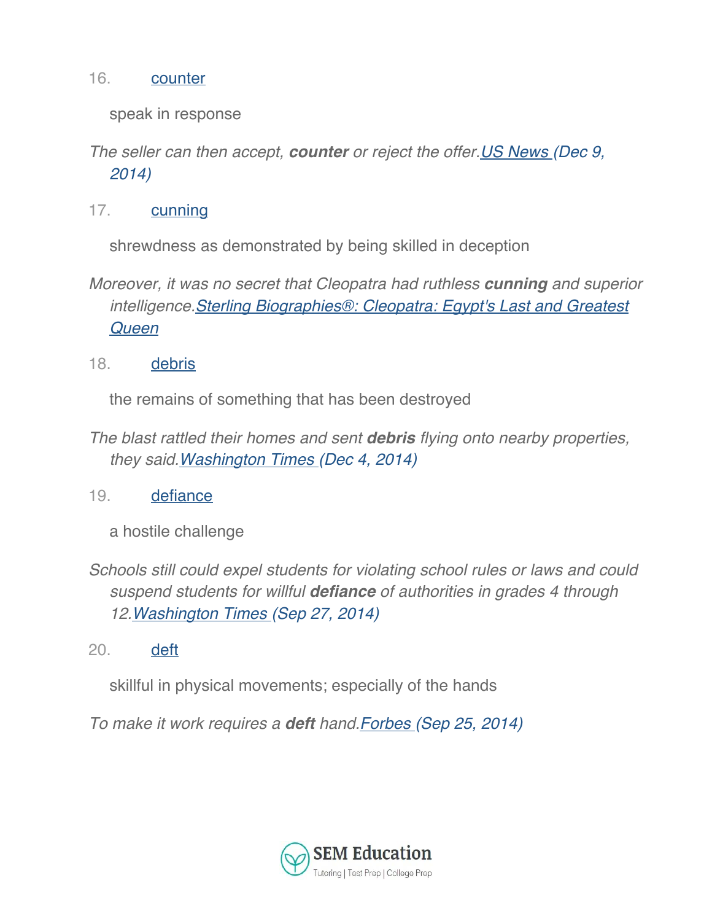16. counter

   speak in response

*The seller can then accept, **counter** or reject the offer.US News (Dec 9, 2014)*

17. cunning

   shrewdness as demonstrated by being skilled in deception

*Moreover, it was no secret that Cleopatra had ruthless **cunning** and superior intelligence.Sterling Biographies®: Cleopatra: Egypt's Last and Greatest Queen*

18. debris

   the remains of something that has been destroyed

*The blast rattled their homes and sent **debris** flying onto nearby properties, they said.Washington Times (Dec 4, 2014)*

19. defiance

   a hostile challenge

*Schools still could expel students for violating school rules or laws and could suspend students for willful **defiance** of authorities in grades 4 through 12.Washington Times (Sep 27, 2014)*

20. deft

   skillful in physical movements; especially of the hands

*To make it work requires a **deft** hand.Forbes (Sep 25, 2014)*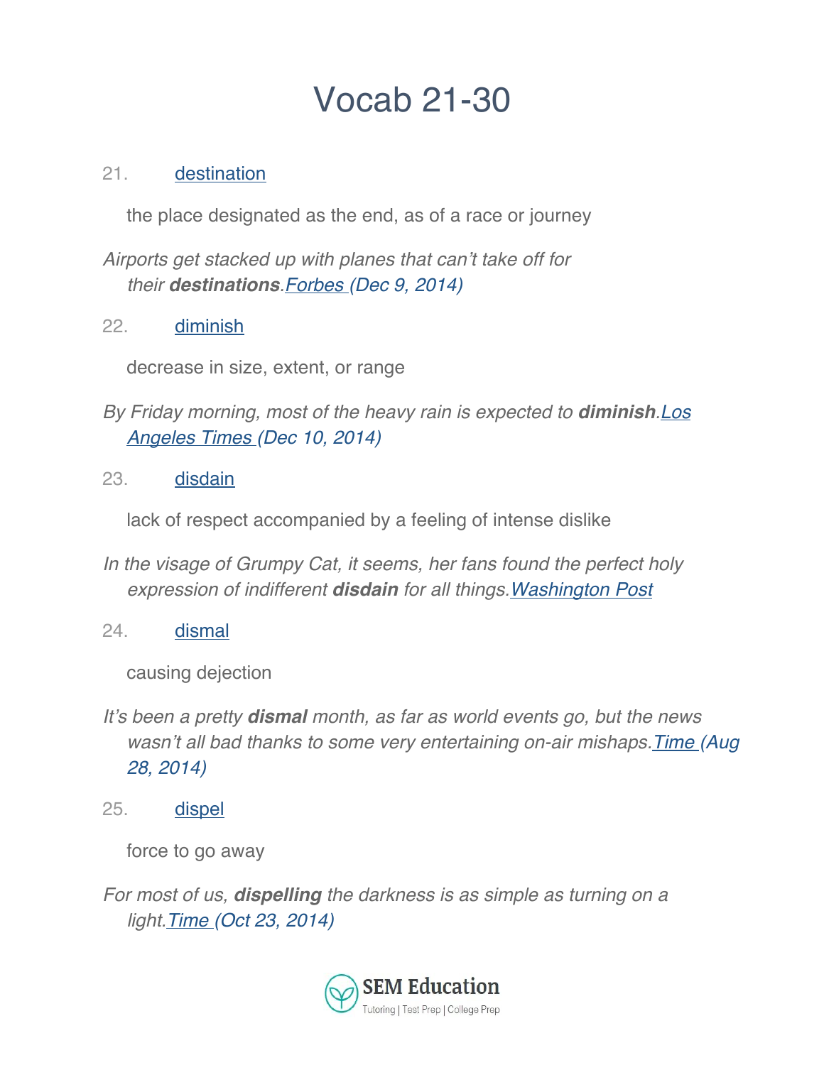# Vocab 21-30

21. destination

    the place designated as the end, as of a race or journey

*Airports get stacked up with planes that can't take off for their **destinations**.Forbes (Dec 9, 2014)*

22. diminish

    decrease in size, extent, or range

*By Friday morning, most of the heavy rain is expected to **diminish**.Los Angeles Times (Dec 10, 2014)*

23. disdain

    lack of respect accompanied by a feeling of intense dislike

*In the visage of Grumpy Cat, it seems, her fans found the perfect holy expression of indifferent **disdain** for all things.Washington Post*

24. dismal

    causing dejection

*It's been a pretty **dismal** month, as far as world events go, but the news wasn't all bad thanks to some very entertaining on-air mishaps.Time (Aug 28, 2014)*

25. dispel

    force to go away

*For most of us, **dispelling** the darkness is as simple as turning on a light.Time (Oct 23, 2014)*

SEM Education
Tutoring | Test Prep | College Prep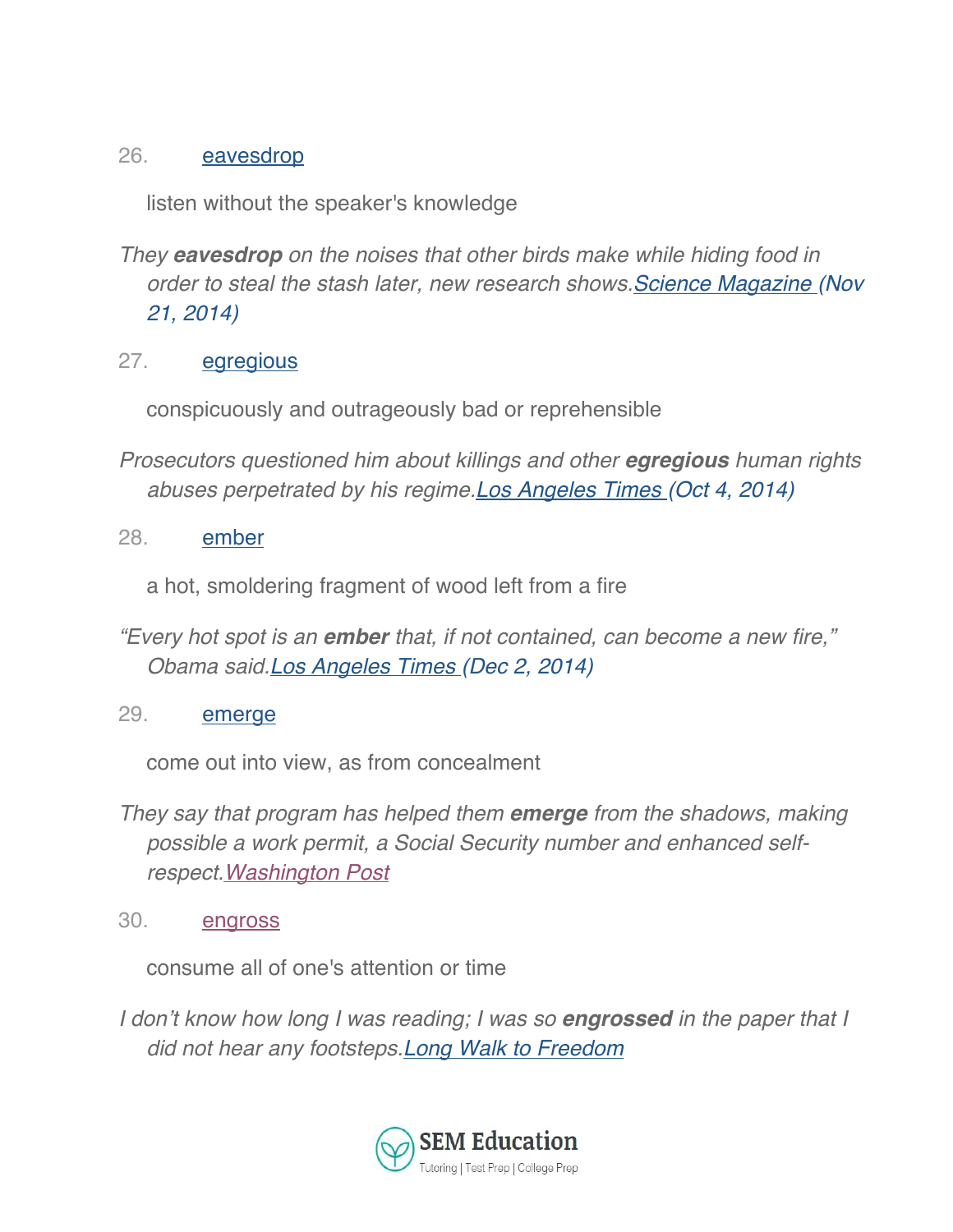26. [eavesdrop]

listen without the speaker's knowledge

*They **eavesdrop** on the noises that other birds make while hiding food in order to steal the stash later, new research shows.[Science Magazine ](Nov 21, 2014)*

27. [egregious]

conspicuously and outrageously bad or reprehensible

*Prosecutors questioned him about killings and other **egregious** human rights abuses perpetrated by his regime.[Los Angeles Times ](Oct 4, 2014)*

28. [ember]

a hot, smoldering fragment of wood left from a fire

*"Every hot spot is an **ember** that, if not contained, can become a new fire," Obama said.[Los Angeles Times ](Dec 2, 2014)*

29. [emerge]

come out into view, as from concealment

*They say that program has helped them **emerge** from the shadows, making possible a work permit, a Social Security number and enhanced self-respect.[Washington Post]*

30. [engross]

consume all of one's attention or time

*I don't know how long I was reading; I was so **engrossed** in the paper that I did not hear any footsteps.[Long Walk to Freedom]*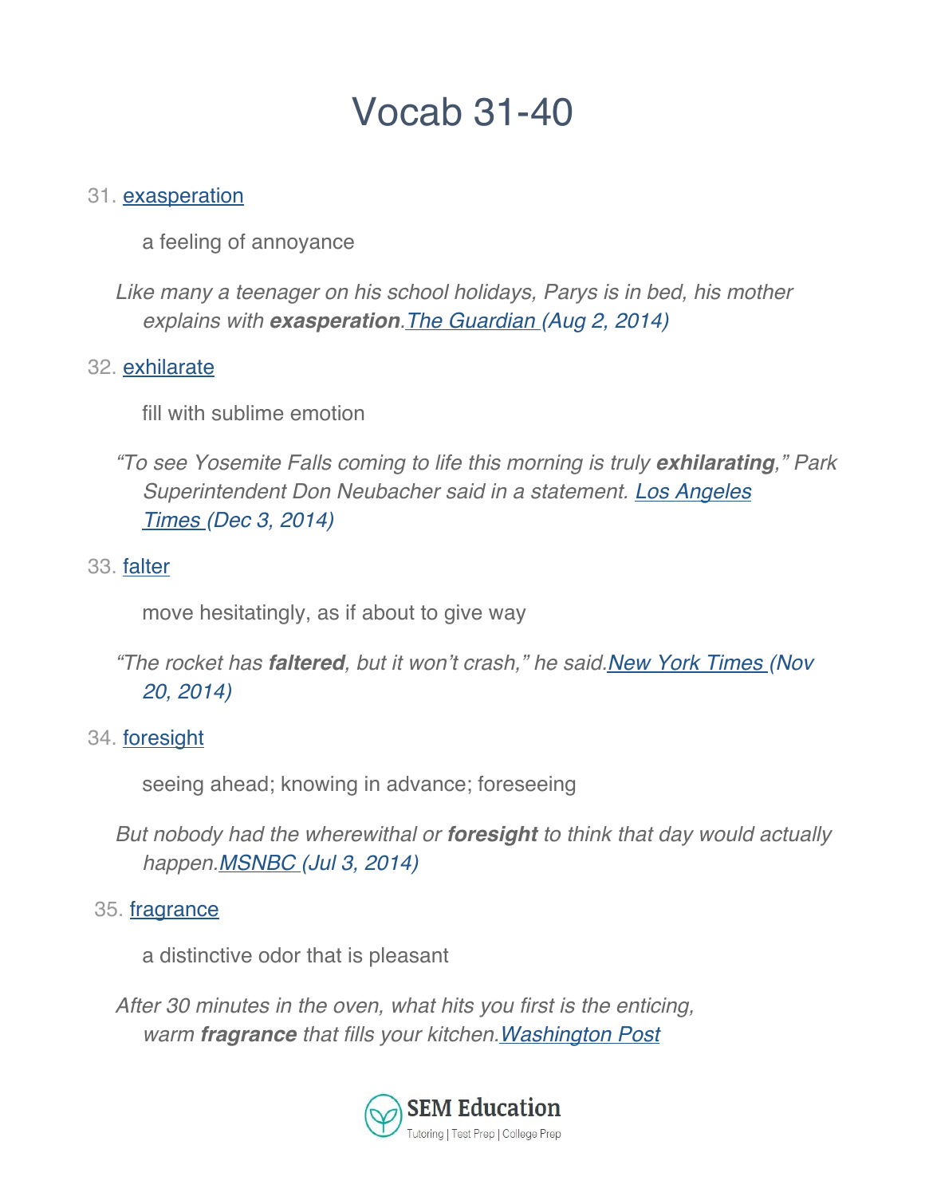# Vocab 31-40

31. exasperation

    a feeling of annoyance

    *Like many a teenager on his school holidays, Parys is in bed, his mother explains with **exasperation**.The Guardian (Aug 2, 2014)*

32. exhilarate

    fill with sublime emotion

    *"To see Yosemite Falls coming to life this morning is truly **exhilarating**," Park Superintendent Don Neubacher said in a statement. Los Angeles Times (Dec 3, 2014)*

33. falter

    move hesitatingly, as if about to give way

    *"The rocket has **faltered**, but it won't crash," he said.New York Times (Nov 20, 2014)*

34. foresight

    seeing ahead; knowing in advance; foreseeing

    *But nobody had the wherewithal or **foresight** to think that day would actually happen.MSNBC (Jul 3, 2014)*

35. fragrance

    a distinctive odor that is pleasant

    *After 30 minutes in the oven, what hits you first is the enticing, warm **fragrance** that fills your kitchen.Washington Post*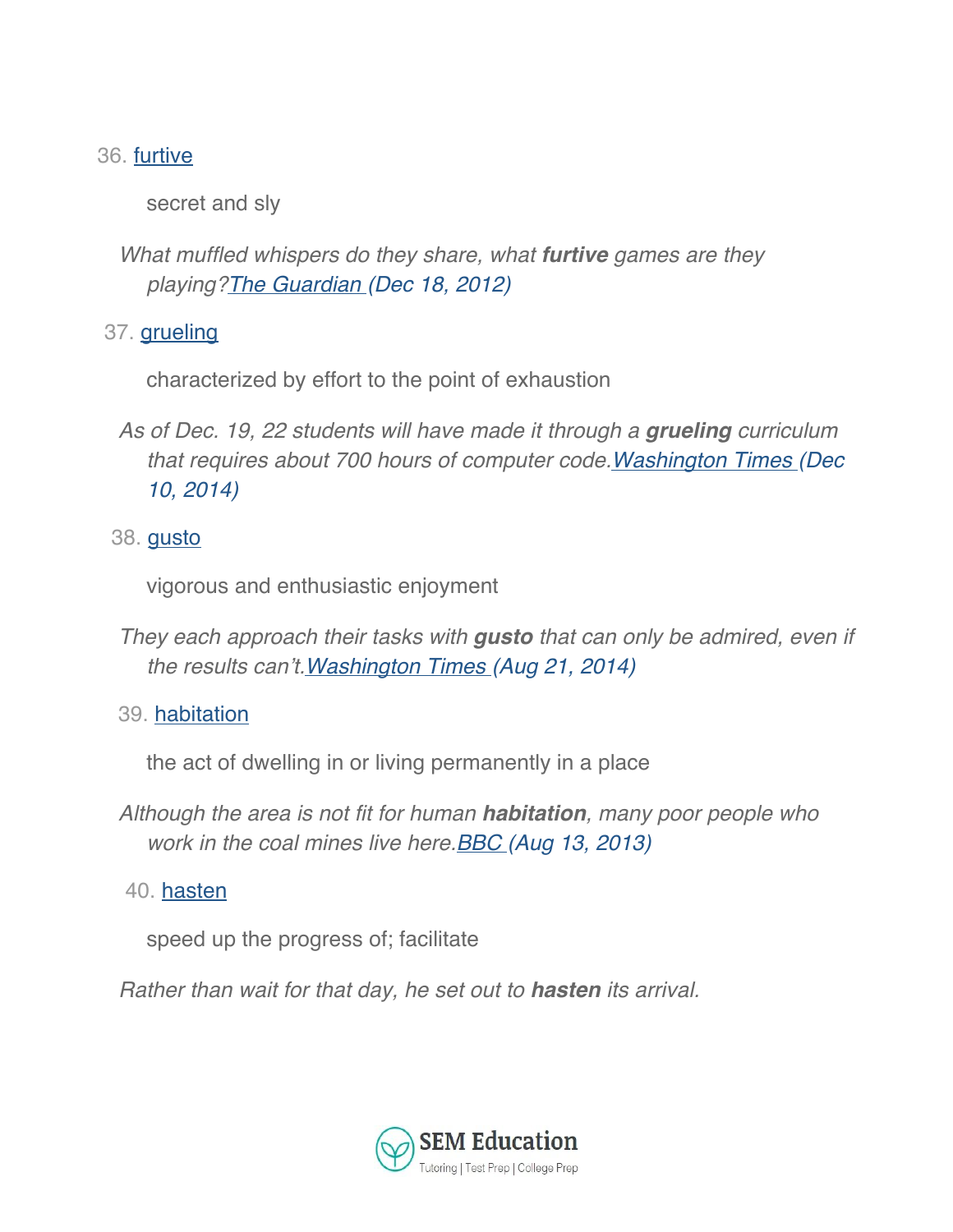36. furtive

    secret and sly

    *What muffled whispers do they share, what **furtive** games are they playing?The Guardian (Dec 18, 2012)*

37. grueling

    characterized by effort to the point of exhaustion

    *As of Dec. 19, 22 students will have made it through a **grueling** curriculum that requires about 700 hours of computer code.Washington Times (Dec 10, 2014)*

38. gusto

    vigorous and enthusiastic enjoyment

    *They each approach their tasks with **gusto** that can only be admired, even if the results can't.Washington Times (Aug 21, 2014)*

39. habitation

    the act of dwelling in or living permanently in a place

    *Although the area is not fit for human **habitation**, many poor people who work in the coal mines live here.BBC (Aug 13, 2013)*

40. hasten

    speed up the progress of; facilitate

    *Rather than wait for that day, he set out to **hasten** its arrival.*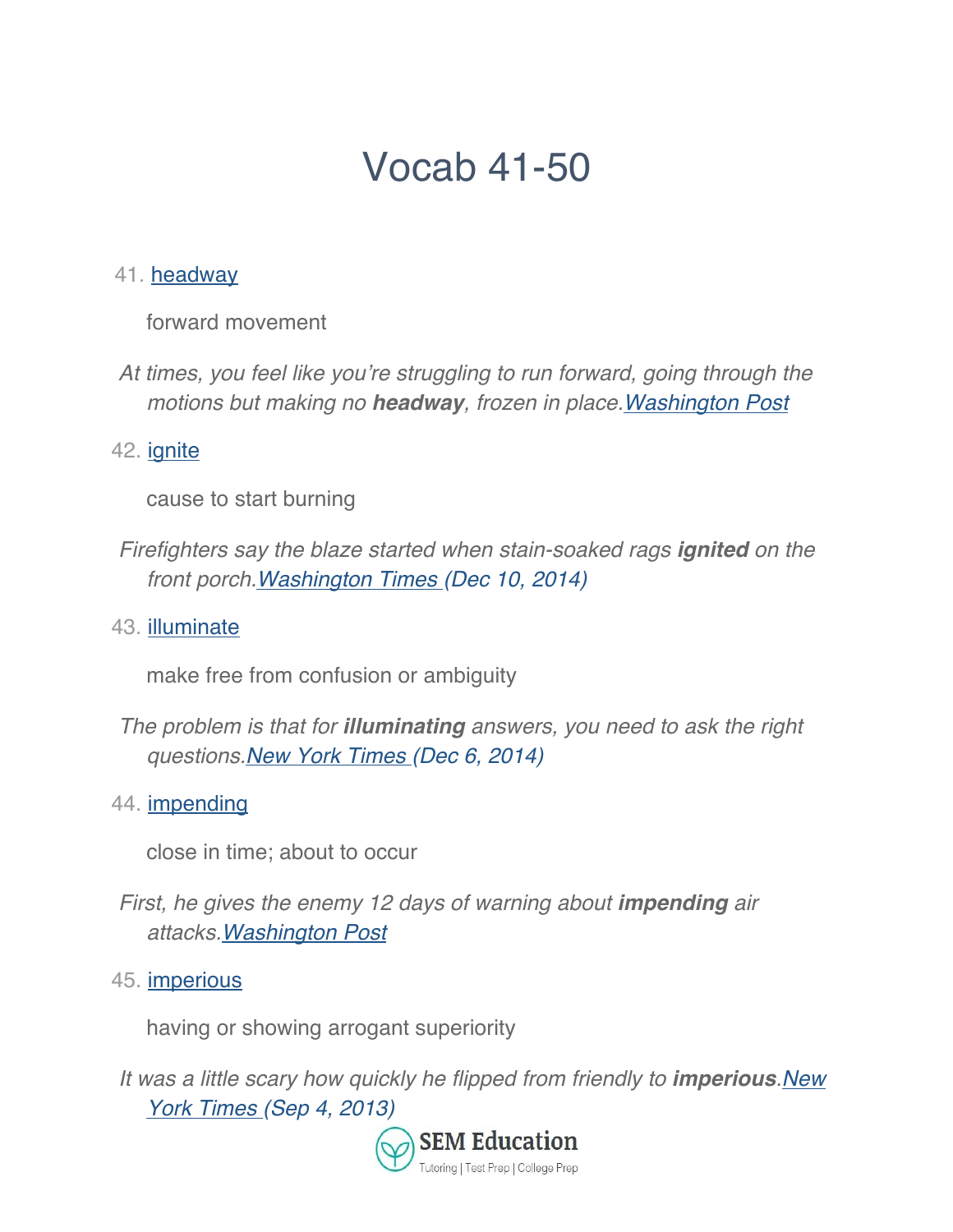# Vocab 41-50

41. [headway](#)

    forward movement

*At times, you feel like you're struggling to run forward, going through the motions but making no **headway**, frozen in place.[Washington Post](#)*

42. [ignite](#)

    cause to start burning

*Firefighters say the blaze started when stain-soaked rags **ignited** on the front porch.[Washington Times](#) (Dec 10, 2014)*

43. [illuminate](#)

    make free from confusion or ambiguity

*The problem is that for **illuminating** answers, you need to ask the right questions.[New York Times](#) (Dec 6, 2014)*

44. [impending](#)

    close in time; about to occur

*First, he gives the enemy 12 days of warning about **impending** air attacks.[Washington Post](#)*

45. [imperious](#)

    having or showing arrogant superiority

*It was a little scary how quickly he flipped from friendly to **imperious**.[New York Times](#) (Sep 4, 2013)*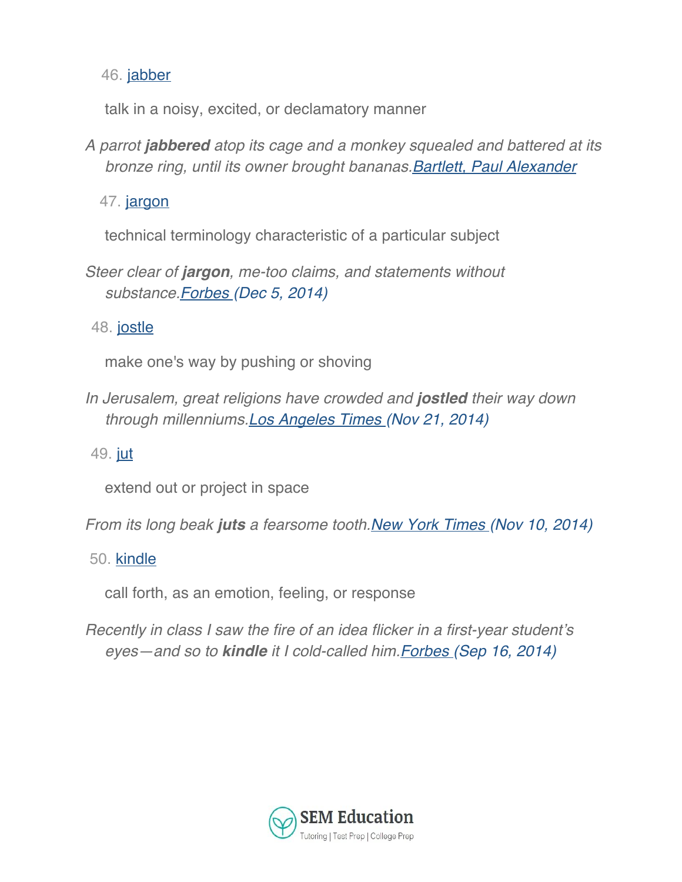46. jabber

talk in a noisy, excited, or declamatory manner

*A parrot **jabbered** atop its cage and a monkey squealed and battered at its bronze ring, until its owner brought bananas.* Bartlett, Paul Alexander

47. jargon

technical terminology characteristic of a particular subject

*Steer clear of **jargon**, me-too claims, and statements without substance.* Forbes (Dec 5, 2014)

48. jostle

make one's way by pushing or shoving

*In Jerusalem, great religions have crowded and **jostled** their way down through millenniums.* Los Angeles Times (Nov 21, 2014)

49. jut

extend out or project in space

*From its long beak **juts** a fearsome tooth.* New York Times (Nov 10, 2014)

50. kindle

call forth, as an emotion, feeling, or response

*Recently in class I saw the fire of an idea flicker in a first-year student's eyes—and so to **kindle** it I cold-called him.* Forbes (Sep 16, 2014)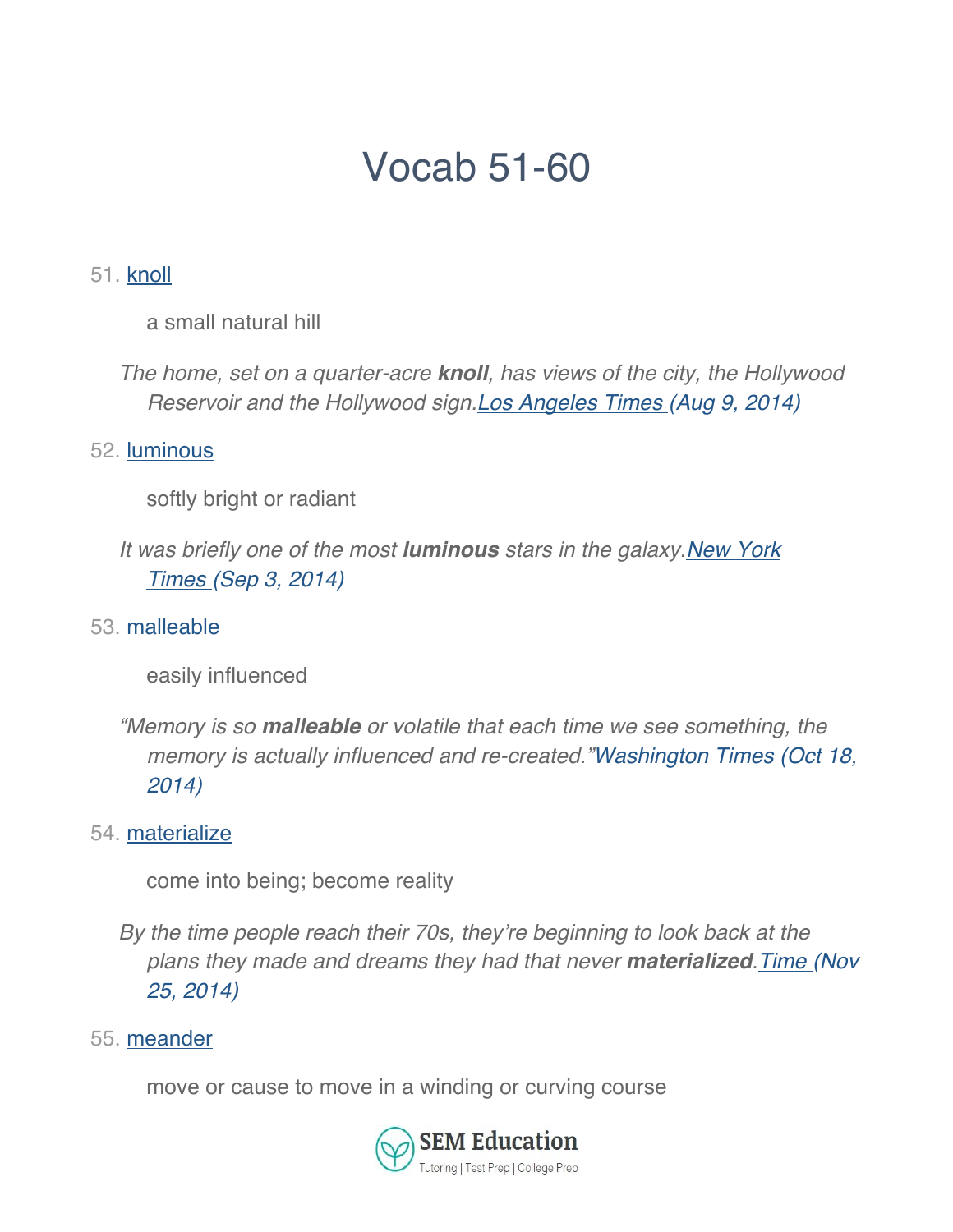# Vocab 51-60

51. [knoll]

    a small natural hill

    *The home, set on a quarter-acre **knoll**, has views of the city, the Hollywood Reservoir and the Hollywood sign.[Los Angeles Times] (Aug 9, 2014)*

52. [luminous]

    softly bright or radiant

    *It was briefly one of the most **luminous** stars in the galaxy.[New York Times] (Sep 3, 2014)*

53. [malleable]

    easily influenced

    *"Memory is so **malleable** or volatile that each time we see something, the memory is actually influenced and re-created."[Washington Times] (Oct 18, 2014)*

54. [materialize]

    come into being; become reality

    *By the time people reach their 70s, they're beginning to look back at the plans they made and dreams they had that never **materialized**.[Time] (Nov 25, 2014)*

55. [meander]

    move or cause to move in a winding or curving course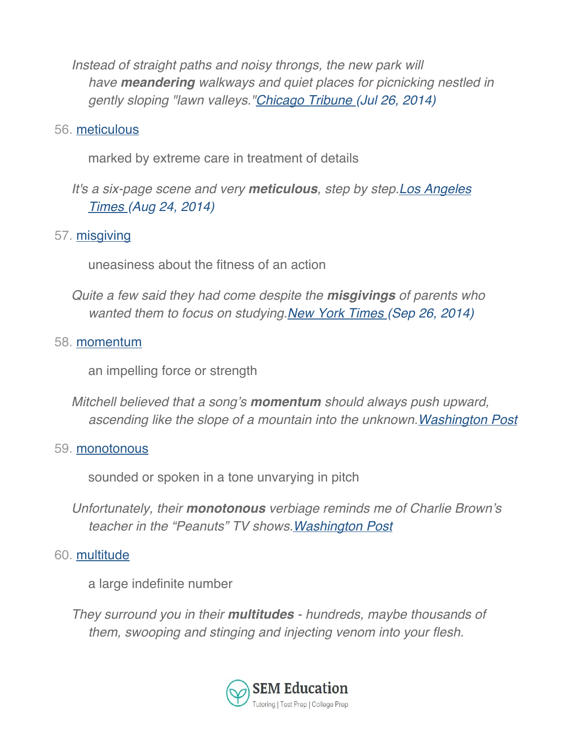*Instead of straight paths and noisy throngs, the new park will have **meandering** walkways and quiet places for picnicking nestled in gently sloping "lawn valleys."*[*Chicago Tribune (Jul 26, 2014)*]()

56. [meticulous]()

    marked by extreme care in treatment of details

    *It's a six-page scene and very **meticulous**, step by step.*[*Los Angeles Times (Aug 24, 2014)*]()

57. [misgiving]()

    uneasiness about the fitness of an action

    *Quite a few said they had come despite the **misgivings** of parents who wanted them to focus on studying.*[*New York Times (Sep 26, 2014)*]()

58. [momentum]()

    an impelling force or strength

    *Mitchell believed that a song's **momentum** should always push upward, ascending like the slope of a mountain into the unknown.*[*Washington Post*]()

59. [monotonous]()

    sounded or spoken in a tone unvarying in pitch

    *Unfortunately, their **monotonous** verbiage reminds me of Charlie Brown's teacher in the "Peanuts" TV shows.*[*Washington Post*]()

60. [multitude]()

    a large indefinite number

    *They surround you in their **multitudes** - hundreds, maybe thousands of them, swooping and stinging and injecting venom into your flesh.*

SEM Education
Tutoring | Test Prep | College Prep